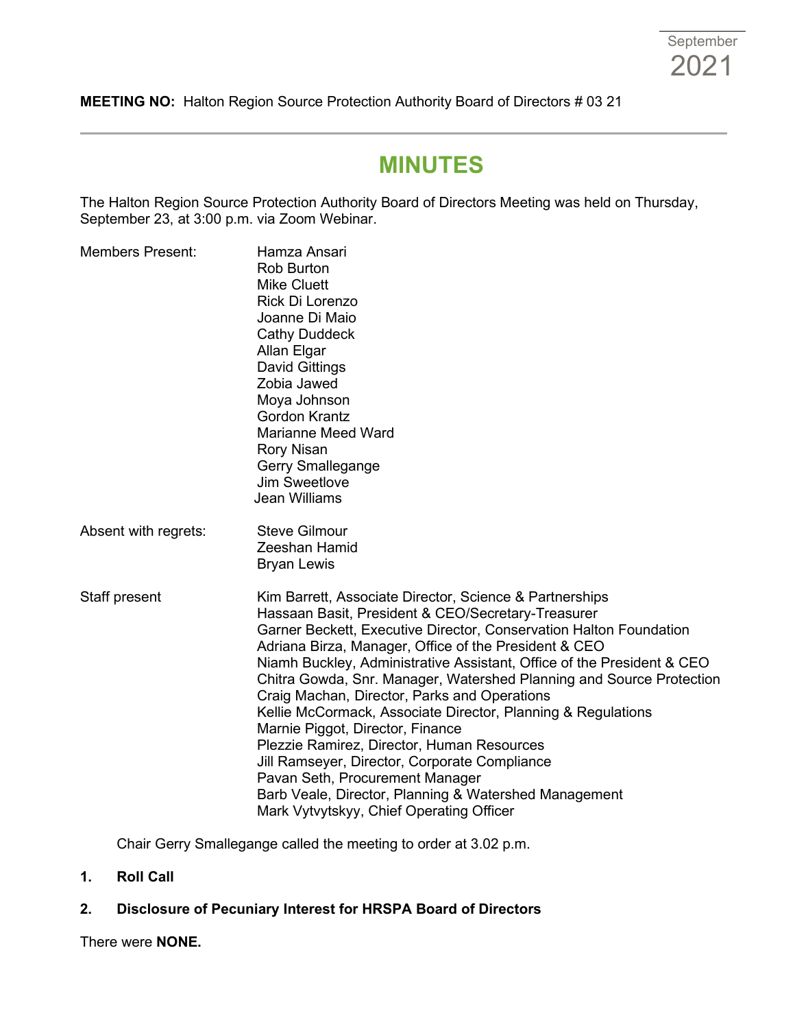September 2021

**MEETING NO:** Halton Region Source Protection Authority Board of Directors # 03 21

# MINUTES

The Halton Region Source Protection Authority Board of Directors Meeting was held on Thursday, September 23, at 3:00 p.m. via Zoom Webinar.

Members Present:

Hamza Ansari
Rob Burton
Mike Cluett
Rick Di Lorenzo
Joanne Di Maio
Cathy Duddeck
Allan Elgar
David Gittings
Zobia Jawed
Moya Johnson
Gordon Krantz
Marianne Meed Ward
Rory Nisan
Gerry Smallegange
Jim Sweetlove
Jean Williams

Absent with regrets:

Steve Gilmour
Zeeshan Hamid
Bryan Lewis

Staff present

Kim Barrett, Associate Director, Science & Partnerships
Hassaan Basit, President & CEO/Secretary-Treasurer
Garner Beckett, Executive Director, Conservation Halton Foundation
Adriana Birza, Manager, Office of the President & CEO
Niamh Buckley, Administrative Assistant, Office of the President & CEO
Chitra Gowda, Snr. Manager, Watershed Planning and Source Protection
Craig Machan, Director, Parks and Operations
Kellie McCormack, Associate Director, Planning & Regulations
Marnie Piggot, Director, Finance
Plezzie Ramirez, Director, Human Resources
Jill Ramseyer, Director, Corporate Compliance
Pavan Seth, Procurement Manager
Barb Veale, Director, Planning & Watershed Management
Mark Vytvytskyy, Chief Operating Officer

Chair Gerry Smallegange called the meeting to order at 3.02 p.m.

**1. Roll Call**

**2. Disclosure of Pecuniary Interest for HRSPA Board of Directors**

There were **NONE.**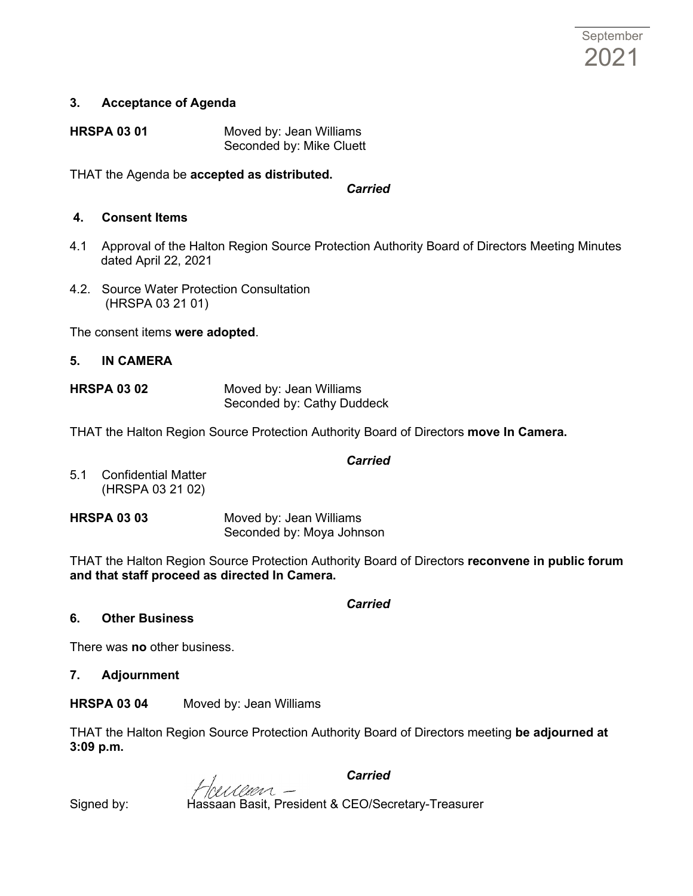## 3. Acceptance of Agenda

**HRSPA 03 01** Moved by: Jean Williams
Seconded by: Mike Cluett

THAT the Agenda be **accepted as distributed.**

***Carried***

## 4. Consent Items

4.1 Approval of the Halton Region Source Protection Authority Board of Directors Meeting Minutes dated April 22, 2021

4.2. Source Water Protection Consultation
(HRSPA 03 21 01)

The consent items **were adopted**.

## 5. IN CAMERA

**HRSPA 03 02** Moved by: Jean Williams
Seconded by: Cathy Duddeck

THAT the Halton Region Source Protection Authority Board of Directors **move In Camera.**

***Carried***

5.1 Confidential Matter
(HRSPA 03 21 02)

**HRSPA 03 03** Moved by: Jean Williams
Seconded by: Moya Johnson

THAT the Halton Region Source Protection Authority Board of Directors **reconvene in public forum and that staff proceed as directed In Camera.**

***Carried***

## 6. Other Business

There was **no** other business.

## 7. Adjournment

**HRSPA 03 04** Moved by: Jean Williams

THAT the Halton Region Source Protection Authority Board of Directors meeting **be adjourned at 3:09 p.m.**

***Carried***

Signed by: Hassaan Basit, President & CEO/Secretary-Treasurer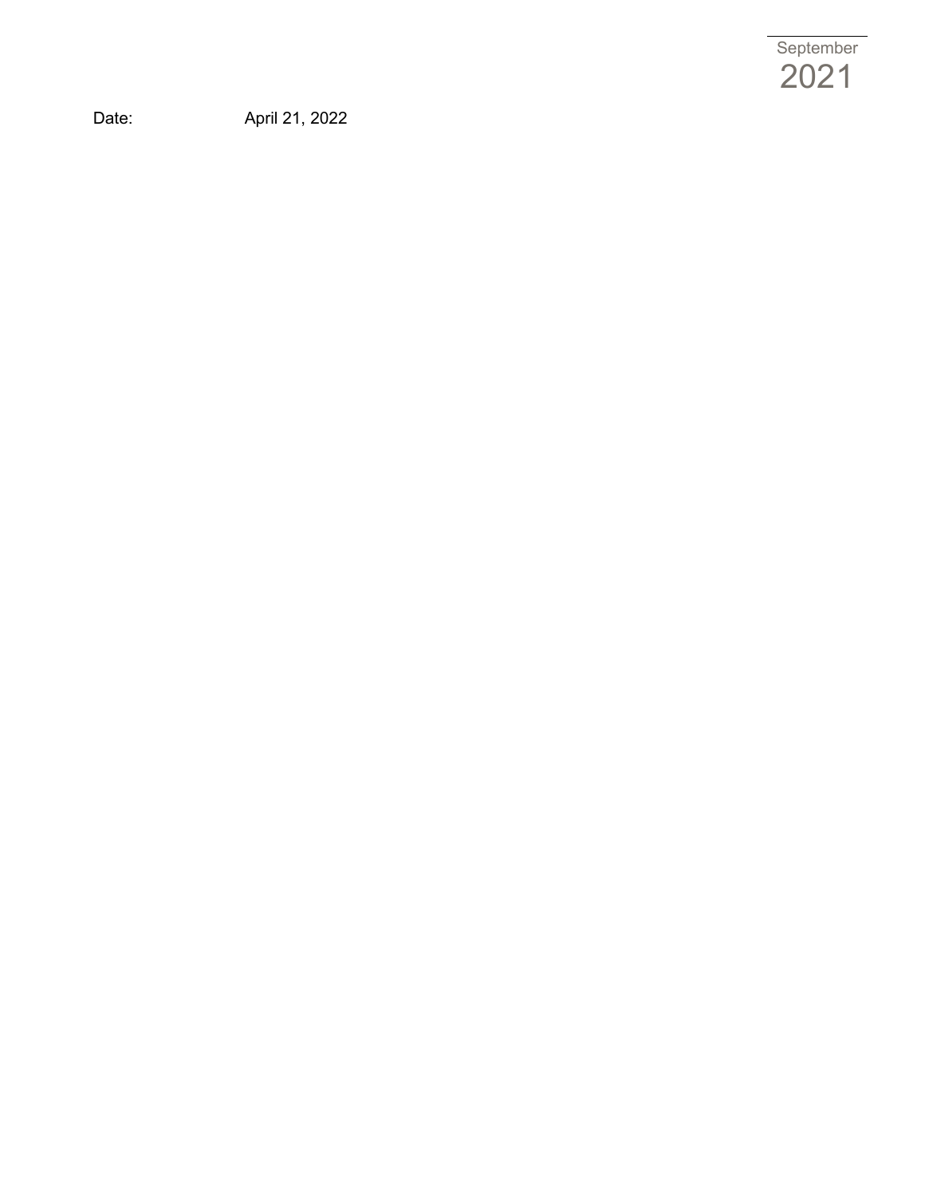Date: April 21, 2022